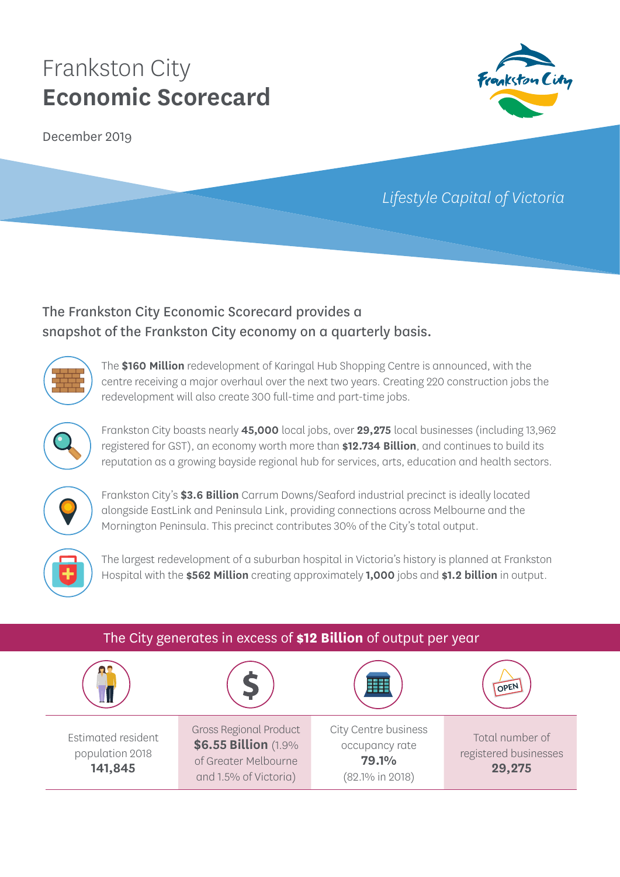# Frankston City
# **Economic Scorecard**

December 2019

*Lifestyle Capital of Victoria*

The Frankston City Economic Scorecard provides a snapshot of the Frankston City economy on a quarterly basis.

The **$160 Million** redevelopment of Karingal Hub Shopping Centre is announced, with the centre receiving a major overhaul over the next two years. Creating 220 construction jobs the redevelopment will also create 300 full-time and part-time jobs.

Frankston City boasts nearly **45,000** local jobs, over **29,275** local businesses (including 13,962 registered for GST), an economy worth more than **$12.734 Billion**, and continues to build its reputation as a growing bayside regional hub for services, arts, education and health sectors.

Frankston City's **$3.6 Billion** Carrum Downs/Seaford industrial precinct is ideally located alongside EastLink and Peninsula Link, providing connections across Melbourne and the Mornington Peninsula. This precinct contributes 30% of the City's total output.

The largest redevelopment of a suburban hospital in Victoria's history is planned at Frankston Hospital with the **$562 Million** creating approximately **1,000** jobs and **$1.2 billion** in output.

## The City generates in excess of **$12 Billion** of output per year

| Estimated resident population 2018 | Gross Regional Product | City Centre business occupancy rate | Total number of registered businesses |
|---|---|---|---|
| **141,845** | **$6.55 Billion** (1.9% of Greater Melbourne and 1.5% of Victoria) | **79.1%** (82.1% in 2018) | **29,275** |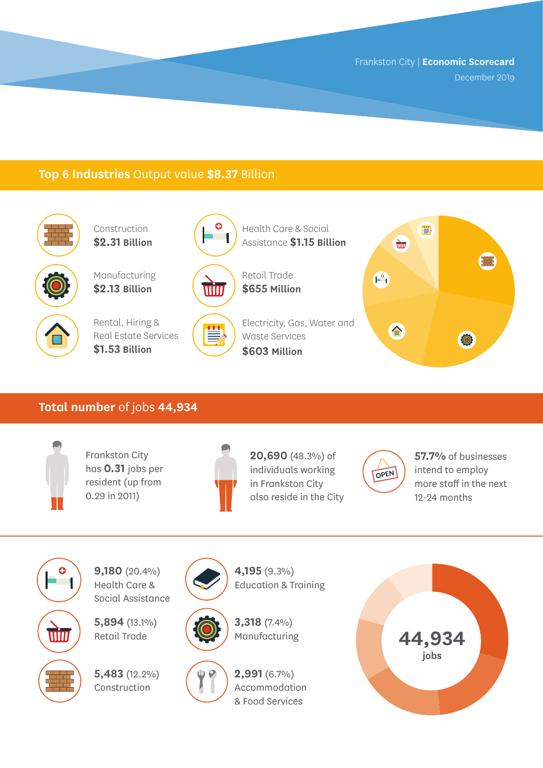Frankston City | **Economic Scorecard**
December 2019

## **Top 6 Industries** Output value **$8.37** Billion

Construction
**$2.31 Billion**

Manufacturing
**$2.13 Billion**

Rental, Hiring & Real Estate Services
**$1.53 Billion**

Health Care & Social Assistance **$1.15 Billion**

Retail Trade
**$655 Million**

Electricity, Gas, Water and Waste Services
**$603 Million**

## **Total number** of jobs **44,934**

Frankston City has **0.31** jobs per resident (up from 0.29 in 2011)

**20,690** (48.3%) of individuals working in Frankston City also reside in the City

**57.7%** of businesses intend to employ more staff in the next 12-24 months

**9,180** (20.4%)
Health Care & Social Assistance

**5,894** (13.1%)
Retail Trade

**5,483** (12.2%)
Construction

**4,195** (9.3%)
Education & Training

**3,318** (7.4%)
Manufacturing

**2,991** (6.7%)
Accommodation & Food Services

**44,934**
jobs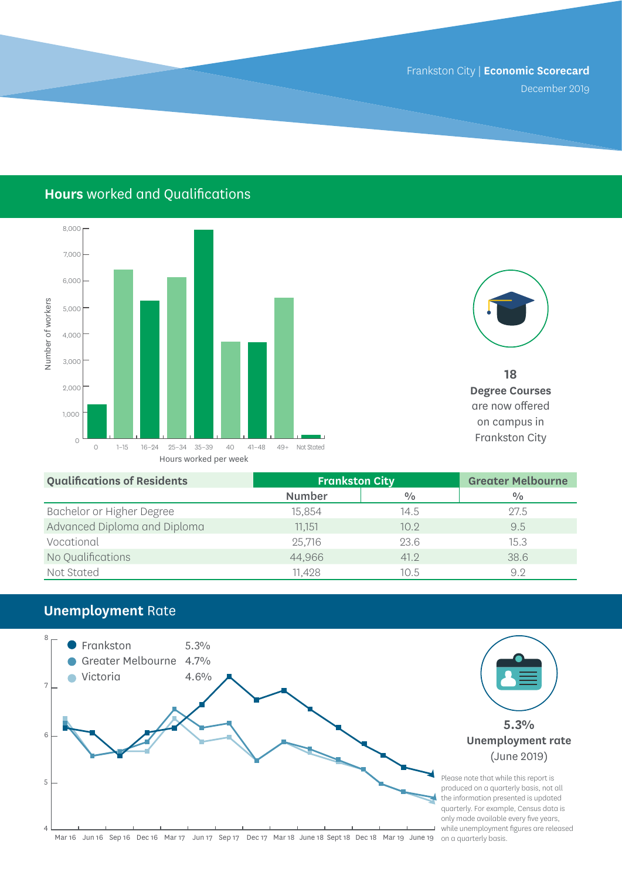## **Hours** worked and Qualifications

Number of workers

Hours worked per week

0 | 1–15 | 16–24 | 25–34 | 35–39 | 40 | 41–48 | 49+ | Not Stated

**18**

**Degree Courses** are now offered on campus in Frankston City

| Qualifications of Residents | Frankston City | | Greater Melbourne |
|---|---|---|---|
| | Number | % | % |
| Bachelor or Higher Degree | 15,854 | 14.5 | 27.5 |
| Advanced Diploma and Diploma | 11,151 | 10.2 | 9.5 |
| Vocational | 25,716 | 23.6 | 15.3 |
| No Qualifications | 44,966 | 41.2 | 38.6 |
| Not Stated | 11,428 | 10.5 | 9.2 |

## **Unemployment** Rate

- Frankston 5.3%
- Greater Melbourne 4.7%
- Victoria 4.6%

Mar 16 | Jun 16 | Sep 16 | Dec 16 | Mar 17 | Jun 17 | Sep 17 | Dec 17 | Mar 18 | June 18 | Sept 18 | Dec 18 | Mar 19 | June 19

**5.3%**

**Unemployment rate** (June 2019)

Please note that while this report is produced on a quarterly basis, not all the information presented is updated quarterly. For example, Census data is only made available every five years, while unemployment figures are released on a quarterly basis.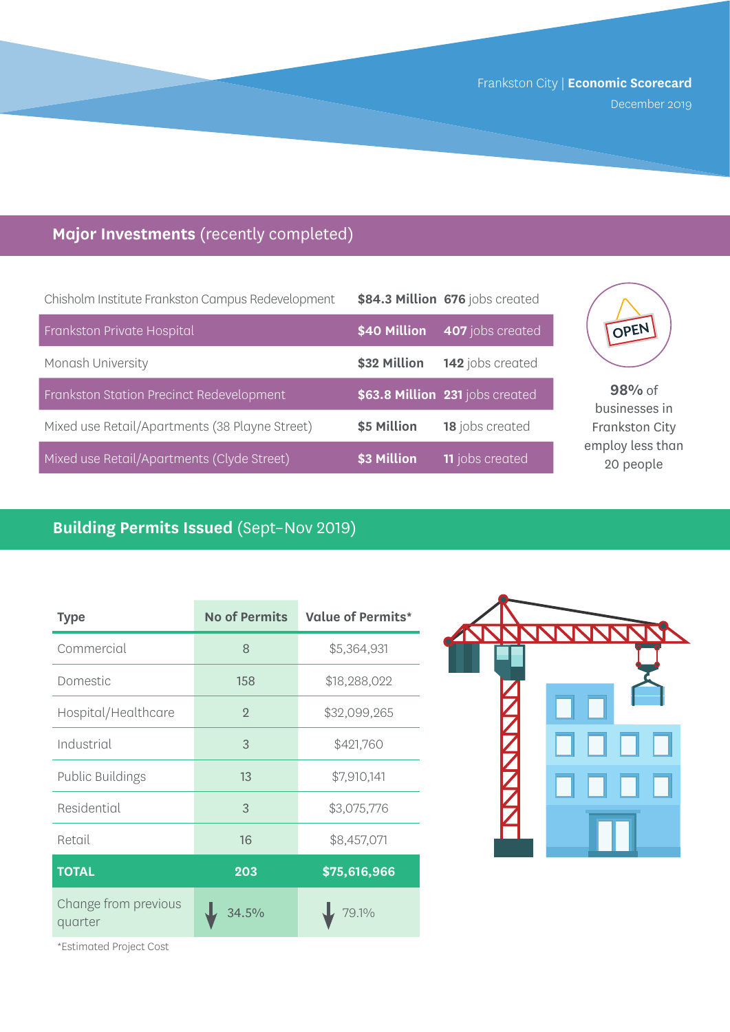Frankston City | **Economic Scorecard**
December 2019

## **Major Investments** (recently completed)

| Project | Investment | Jobs |
|---|---|---|
| Chisholm Institute Frankston Campus Redevelopment | **$84.3 Million** | **676** jobs created |
| Frankston Private Hospital | **$40 Million** | **407** jobs created |
| Monash University | **$32 Million** | **142** jobs created |
| Frankston Station Precinct Redevelopment | **$63.8 Million** | **231** jobs created |
| Mixed use Retail/Apartments (38 Playne Street) | **$5 Million** | **18** jobs created |
| Mixed use Retail/Apartments (Clyde Street) | **$3 Million** | **11** jobs created |

OPEN

**98%** of businesses in Frankston City employ less than 20 people

## **Building Permits Issued** (Sept–Nov 2019)

| Type | No of Permits | Value of Permits* |
|---|---|---|
| Commercial | 8 | $5,364,931 |
| Domestic | 158 | $18,288,022 |
| Hospital/Healthcare | 2 | $32,099,265 |
| Industrial | 3 | $421,760 |
| Public Buildings | 13 | $7,910,141 |
| Residential | 3 | $3,075,776 |
| Retail | 16 | $8,457,071 |
| **TOTAL** | **203** | **$75,616,966** |
| Change from previous quarter | ↓ 34.5% | ↓ 79.1% |

*Estimated Project Cost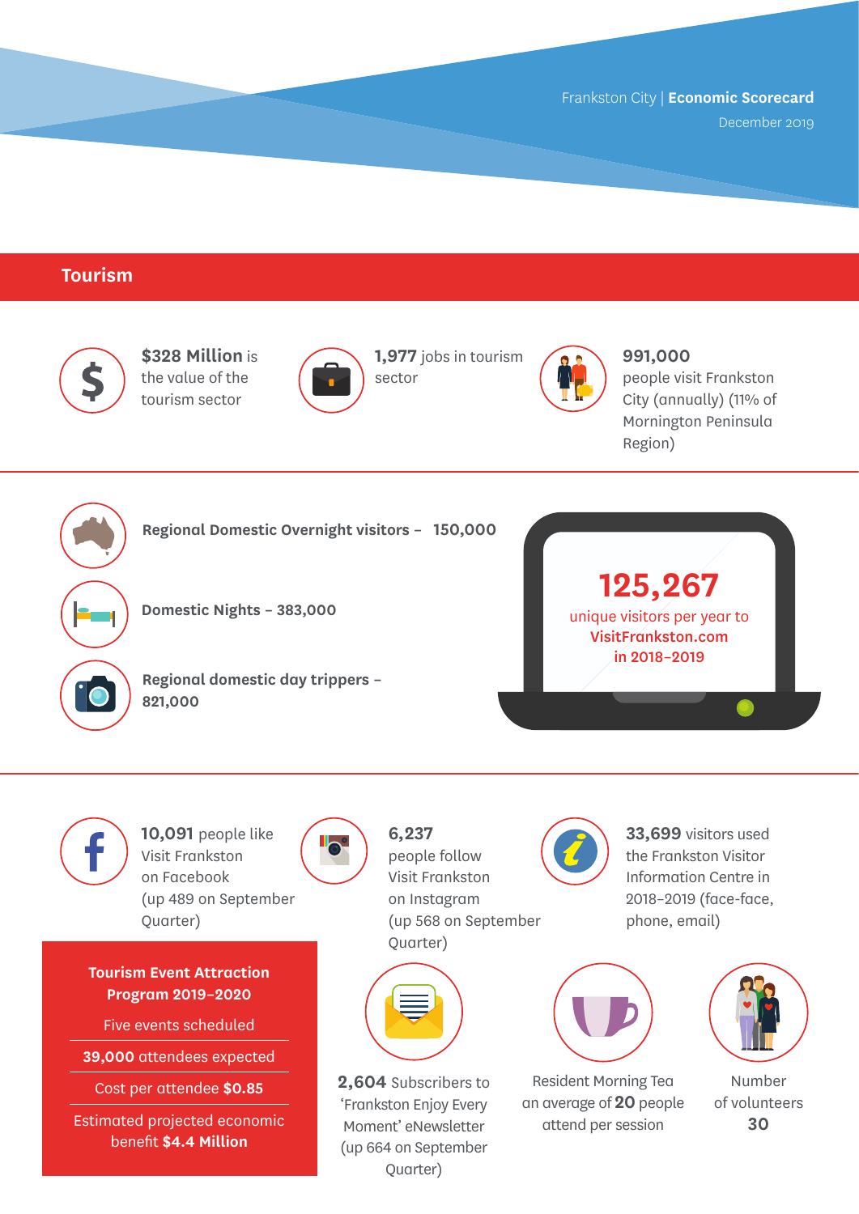Frankston City | **Economic Scorecard**

December 2019

## Tourism

**$328 Million** is the value of the tourism sector

**1,977** jobs in tourism sector

**991,000** people visit Frankston City (annually) (11% of Mornington Peninsula Region)

**Regional Domestic Overnight visitors – 150,000**

**Domestic Nights – 383,000**

**Regional domestic day trippers – 821,000**

**125,267**
unique visitors per year to **VisitFrankston.com in 2018–2019**

**10,091** people like Visit Frankston on Facebook (up 489 on September Quarter)

**6,237** people follow Visit Frankston on Instagram (up 568 on September Quarter)

**33,699** visitors used the Frankston Visitor Information Centre in 2018–2019 (face-face, phone, email)

**Tourism Event Attraction Program 2019–2020**

- Five events scheduled
- **39,000** attendees expected
- Cost per attendee **$0.85**
- Estimated projected economic benefit **$4.4 Million**

**2,604** Subscribers to 'Frankston Enjoy Every Moment' eNewsletter (up 664 on September Quarter)

Resident Morning Tea an average of **20** people attend per session

Number of volunteers **30**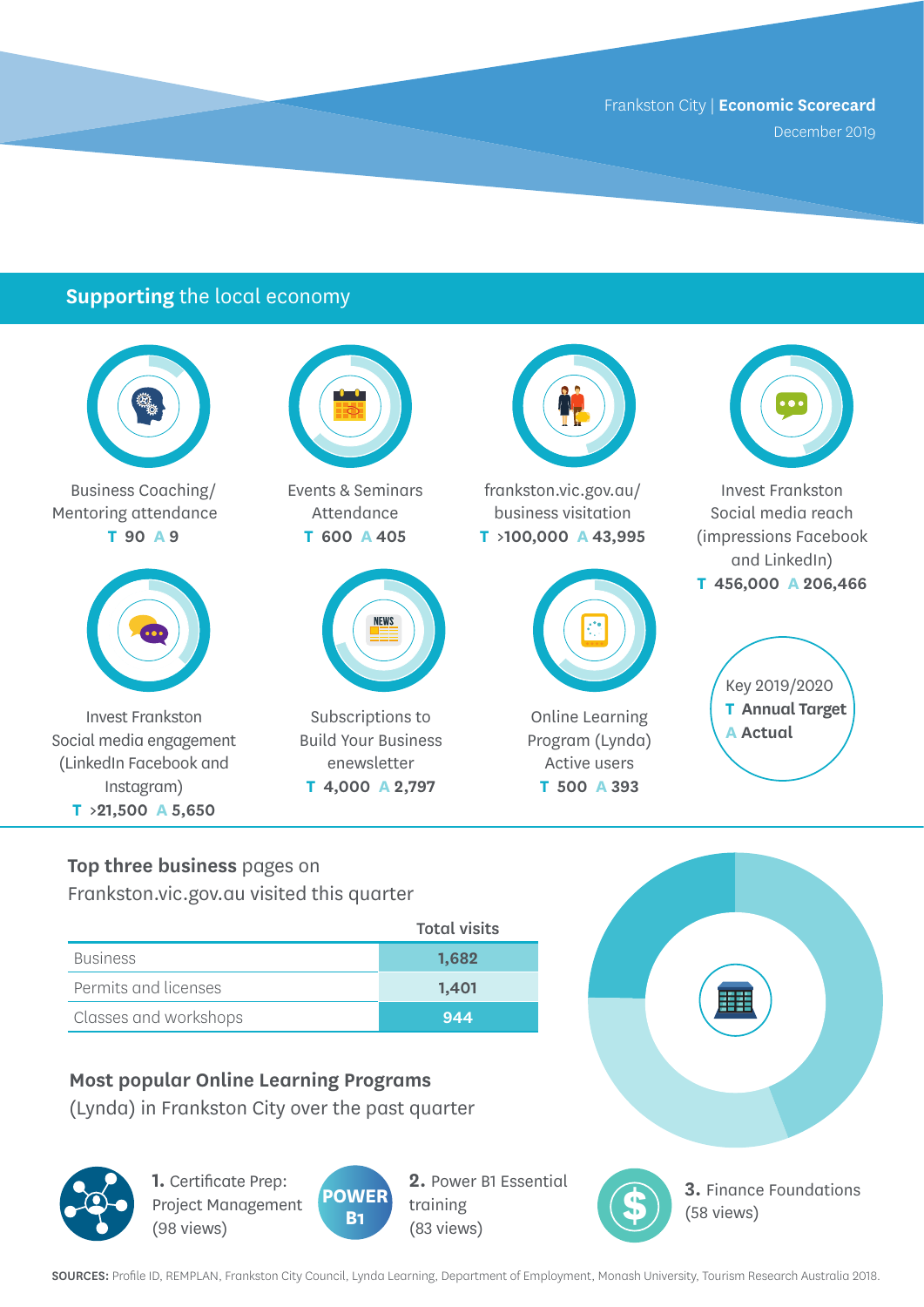Frankston City | **Economic Scorecard**

December 2019

## **Supporting** the local economy

Business Coaching/ Mentoring attendance
**T 90 A 9**

Events & Seminars Attendance
**T 600 A 405**

frankston.vic.gov.au/ business visitation
**T >100,000 A 43,995**

Invest Frankston Social media reach (impressions Facebook and LinkedIn)
**T 456,000 A 206,466**

Invest Frankston Social media engagement (LinkedIn Facebook and Instagram)
**T >21,500 A 5,650**

Subscriptions to Build Your Business enewsletter
**T 4,000 A 2,797**

Online Learning Program (Lynda) Active users
**T 500 A 393**

Key 2019/2020
**T Annual Target**
**A Actual**

### **Top three business** pages on Frankston.vic.gov.au visited this quarter

| | Total visits |
|---|---|
| Business | 1,682 |
| Permits and licenses | 1,401 |
| Classes and workshops | 944 |

### **Most popular Online Learning Programs** (Lynda) in Frankston City over the past quarter

**1.** Certificate Prep: Project Management (98 views)

**2.** Power B1 Essential training (83 views)

**3.** Finance Foundations (58 views)

**SOURCES:** Profile ID, REMPLAN, Frankston City Council, Lynda Learning, Department of Employment, Monash University, Tourism Research Australia 2018.